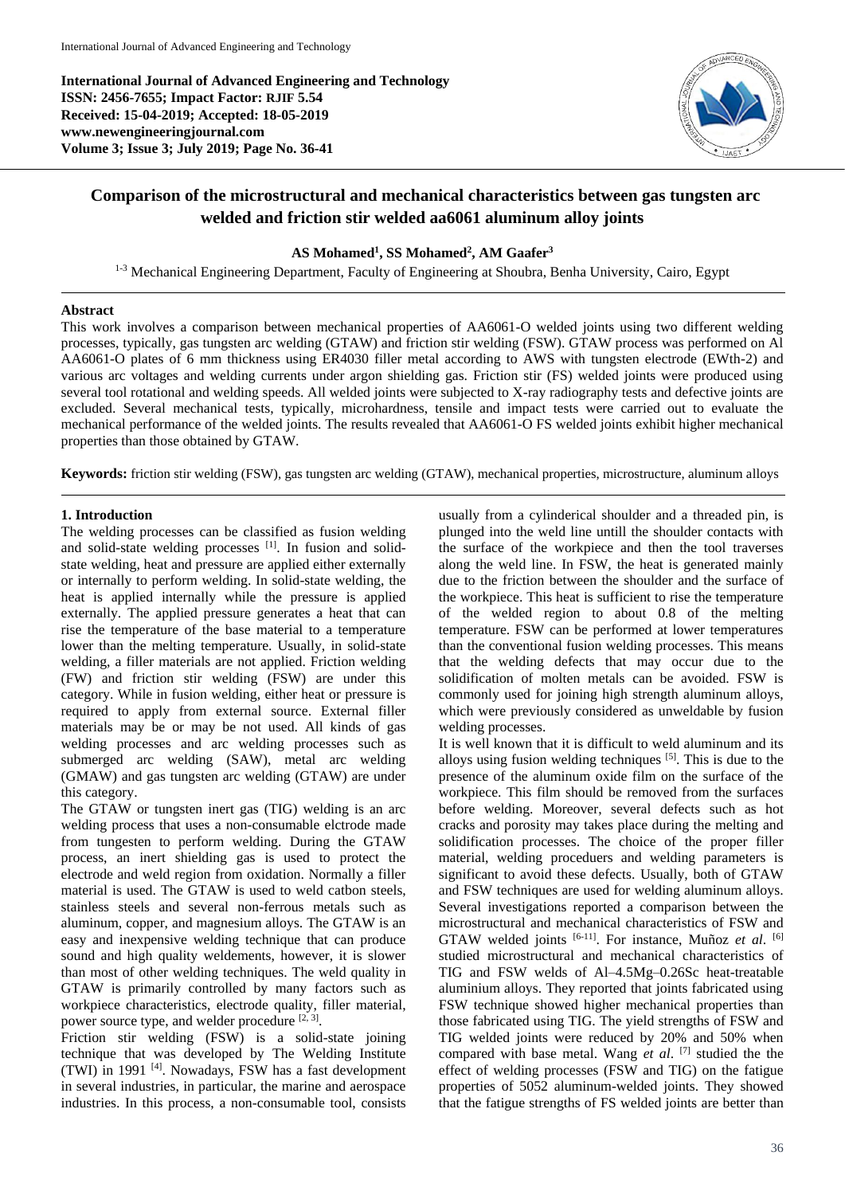**International Journal of Advanced Engineering and Technology**
**ISSN: 2456-7655; Impact Factor: RJIF 5.54**
**Received: 15-04-2019; Accepted: 18-05-2019**
**www.newengineeringjournal.com**
**Volume 3; Issue 3; July 2019; Page No. 36-41**

# Comparison of the microstructural and mechanical characteristics between gas tungsten arc welded and friction stir welded aa6061 aluminum alloy joints

**AS Mohamed[1], SS Mohamed[2], AM Gaafer[3]**

[1-3] Mechanical Engineering Department, Faculty of Engineering at Shoubra, Benha University, Cairo, Egypt

## Abstract

This work involves a comparison between mechanical properties of AA6061-O welded joints using two different welding processes, typically, gas tungsten arc welding (GTAW) and friction stir welding (FSW). GTAW process was performed on Al AA6061-O plates of 6 mm thickness using ER4030 filler metal according to AWS with tungsten electrode (EWth-2) and various arc voltages and welding currents under argon shielding gas. Friction stir (FS) welded joints were produced using several tool rotational and welding speeds. All welded joints were subjected to X-ray radiography tests and defective joints are excluded. Several mechanical tests, typically, microhardness, tensile and impact tests were carried out to evaluate the mechanical performance of the welded joints. The results revealed that AA6061-O FS welded joints exhibit higher mechanical properties than those obtained by GTAW.

**Keywords:** friction stir welding (FSW), gas tungsten arc welding (GTAW), mechanical properties, microstructure, aluminum alloys

## 1. Introduction

The welding processes can be classified as fusion welding and solid-state welding processes [1]. In fusion and solid-state welding, heat and pressure are applied either externally or internally to perform welding. In solid-state welding, the heat is applied internally while the pressure is applied externally. The applied pressure generates a heat that can rise the temperature of the base material to a temperature lower than the melting temperature. Usually, in solid-state welding, a filler materials are not applied. Friction welding (FW) and friction stir welding (FSW) are under this category. While in fusion welding, either heat or pressure is required to apply from external source. External filler materials may be or may be not used. All kinds of gas welding processes and arc welding processes such as submerged arc welding (SAW), metal arc welding (GMAW) and gas tungsten arc welding (GTAW) are under this category.

The GTAW or tungsten inert gas (TIG) welding is an arc welding process that uses a non-consumable elctrode made from tungesten to perform welding. During the GTAW process, an inert shielding gas is used to protect the electrode and weld region from oxidation. Normally a filler material is used. The GTAW is used to weld catbon steels, stainless steels and several non-ferrous metals such as aluminum, copper, and magnesium alloys. The GTAW is an easy and inexpensive welding technique that can produce sound and high quality weldements, however, it is slower than most of other welding techniques. The weld quality in GTAW is primarily controlled by many factors such as workpiece characteristics, electrode quality, filler material, power source type, and welder procedure [2, 3].

Friction stir welding (FSW) is a solid-state joining technique that was developed by The Welding Institute (TWI) in 1991 [4]. Nowadays, FSW has a fast development in several industries, in particular, the marine and aerospace industries. In this process, a non-consumable tool, consists usually from a cylinderical shoulder and a threaded pin, is plunged into the weld line untill the shoulder contacts with the surface of the workpiece and then the tool traverses along the weld line. In FSW, the heat is generated mainly due to the friction between the shoulder and the surface of the workpiece. This heat is sufficient to rise the temperature of the welded region to about 0.8 of the melting temperature. FSW can be performed at lower temperatures than the conventional fusion welding processes. This means that the welding defects that may occur due to the solidification of molten metals can be avoided. FSW is commonly used for joining high strength aluminum alloys, which were previously considered as unweldable by fusion welding processes.

It is well known that it is difficult to weld aluminum and its alloys using fusion welding techniques [5]. This is due to the presence of the aluminum oxide film on the surface of the workpiece. This film should be removed from the surfaces before welding. Moreover, several defects such as hot cracks and porosity may takes place during the melting and solidification processes. The choice of the proper filler material, welding proceduers and welding parameters is significant to avoid these defects. Usually, both of GTAW and FSW techniques are used for welding aluminum alloys. Several investigations reported a comparison between the microstructural and mechanical characteristics of FSW and GTAW welded joints [6-11]. For instance, Muñoz *et al*. [6] studied microstructural and mechanical characteristics of TIG and FSW welds of Al–4.5Mg–0.26Sc heat-treatable aluminium alloys. They reported that joints fabricated using FSW technique showed higher mechanical properties than those fabricated using TIG. The yield strengths of FSW and TIG welded joints were reduced by 20% and 50% when compared with base metal. Wang *et al*. [7] studied the the effect of welding processes (FSW and TIG) on the fatigue properties of 5052 aluminum-welded joints. They showed that the fatigue strengths of FS welded joints are better than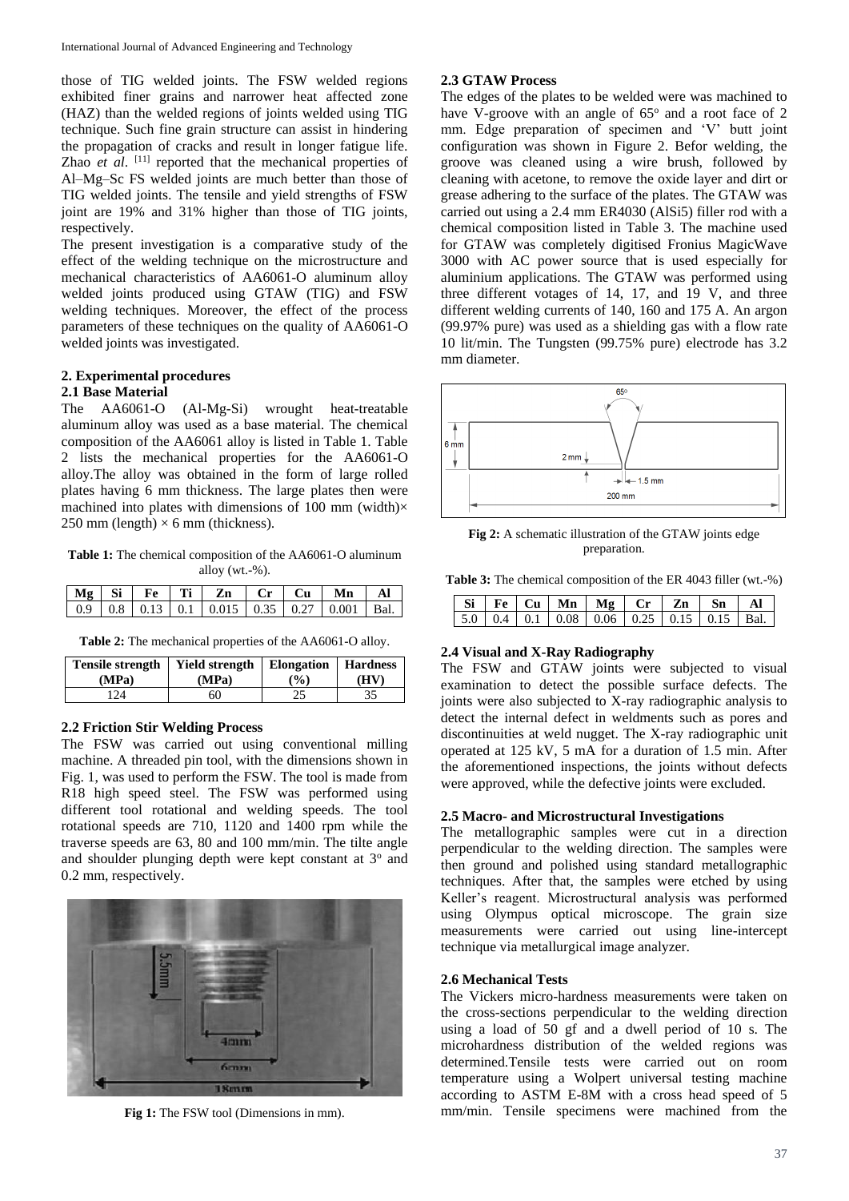those of TIG welded joints. The FSW welded regions exhibited finer grains and narrower heat affected zone (HAZ) than the welded regions of joints welded using TIG technique. Such fine grain structure can assist in hindering the propagation of cracks and result in longer fatigue life. Zhao *et al*. [11] reported that the mechanical properties of Al–Mg–Sc FS welded joints are much better than those of TIG welded joints. The tensile and yield strengths of FSW joint are 19% and 31% higher than those of TIG joints, respectively.

The present investigation is a comparative study of the effect of the welding technique on the microstructure and mechanical characteristics of AA6061-O aluminum alloy welded joints produced using GTAW (TIG) and FSW welding techniques. Moreover, the effect of the process parameters of these techniques on the quality of AA6061-O welded joints was investigated.

## 2. Experimental procedures

### 2.1 Base Material

The AA6061-O (Al-Mg-Si) wrought heat-treatable aluminum alloy was used as a base material. The chemical composition of the AA6061 alloy is listed in Table 1. Table 2 lists the mechanical properties for the AA6061-O alloy.The alloy was obtained in the form of large rolled plates having 6 mm thickness. The large plates then were machined into plates with dimensions of 100 mm (width)× 250 mm (length) × 6 mm (thickness).

**Table 1:** The chemical composition of the AA6061-O aluminum alloy (wt.-%).

| Mg | Si | Fe | Ti | Zn | Cr | Cu | Mn | Al |
|---|---|---|---|---|---|---|---|---|
| 0.9 | 0.8 | 0.13 | 0.1 | 0.015 | 0.35 | 0.27 | 0.001 | Bal. |

**Table 2:** The mechanical properties of the AA6061-O alloy.

| Tensile strength (MPa) | Yield strength (MPa) | Elongation (%) | Hardness (HV) |
|---|---|---|---|
| 124 | 60 | 25 | 35 |

### 2.2 Friction Stir Welding Process

The FSW was carried out using conventional milling machine. A threaded pin tool, with the dimensions shown in Fig. 1, was used to perform the FSW. The tool is made from R18 high speed steel. The FSW was performed using different tool rotational and welding speeds. The tool rotational speeds are 710, 1120 and 1400 rpm while the traverse speeds are 63, 80 and 100 mm/min. The tilte angle and shoulder plunging depth were kept constant at 3° and 0.2 mm, respectively.

**Fig 1:** The FSW tool (Dimensions in mm).

### 2.3 GTAW Process

The edges of the plates to be welded were was machined to have V-groove with an angle of 65° and a root face of 2 mm. Edge preparation of specimen and 'V' butt joint configuration was shown in Figure 2. Befor welding, the groove was cleaned using a wire brush, followed by cleaning with acetone, to remove the oxide layer and dirt or grease adhering to the surface of the plates. The GTAW was carried out using a 2.4 mm ER4030 (AlSi5) filler rod with a chemical composition listed in Table 3. The machine used for GTAW was completely digitised Fronius MagicWave 3000 with AC power source that is used especially for aluminium applications. The GTAW was performed using three different votages of 14, 17, and 19 V, and three different welding currents of 140, 160 and 175 A. An argon (99.97% pure) was used as a shielding gas with a flow rate 10 lit/min. The Tungsten (99.75% pure) electrode has 3.2 mm diameter.

**Fig 2:** A schematic illustration of the GTAW joints edge preparation.

**Table 3:** The chemical composition of the ER 4043 filler (wt.-%)

| Si | Fe | Cu | Mn | Mg | Cr | Zn | Sn | Al |
|---|---|---|---|---|---|---|---|---|
| 5.0 | 0.4 | 0.1 | 0.08 | 0.06 | 0.25 | 0.15 | 0.15 | Bal. |

### 2.4 Visual and X-Ray Radiography

The FSW and GTAW joints were subjected to visual examination to detect the possible surface defects. The joints were also subjected to X-ray radiographic analysis to detect the internal defect in weldments such as pores and discontinuities at weld nugget. The X-ray radiographic unit operated at 125 kV, 5 mA for a duration of 1.5 min. After the aforementioned inspections, the joints without defects were approved, while the defective joints were excluded.

### 2.5 Macro- and Microstructural Investigations

The metallographic samples were cut in a direction perpendicular to the welding direction. The samples were then ground and polished using standard metallographic techniques. After that, the samples were etched by using Keller's reagent. Microstructural analysis was performed using Olympus optical microscope. The grain size measurements were carried out using line-intercept technique via metallurgical image analyzer.

### 2.6 Mechanical Tests

The Vickers micro-hardness measurements were taken on the cross-sections perpendicular to the welding direction using a load of 50 gf and a dwell period of 10 s. The microhardness distribution of the welded regions was determined.Tensile tests were carried out on room temperature using a Wolpert universal testing machine according to ASTM E-8M with a cross head speed of 5 mm/min. Tensile specimens were machined from the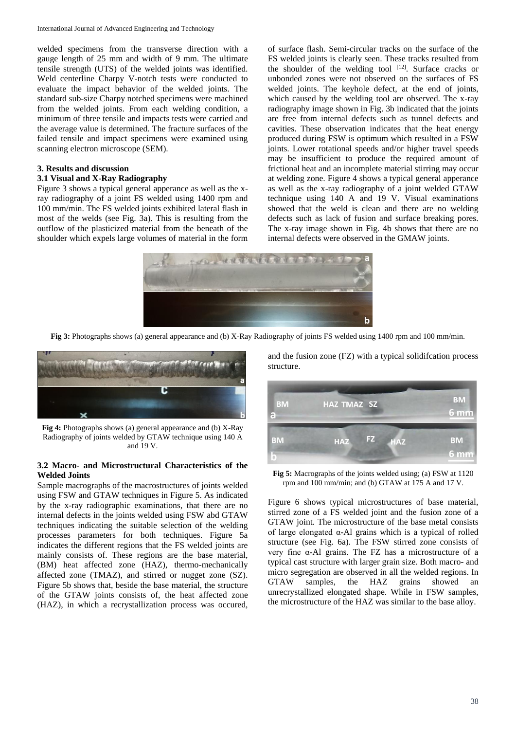welded specimens from the transverse direction with a gauge length of 25 mm and width of 9 mm. The ultimate tensile strength (UTS) of the welded joints was identified. Weld centerline Charpy V-notch tests were conducted to evaluate the impact behavior of the welded joints. The standard sub-size Charpy notched specimens were machined from the welded joints. From each welding condition, a minimum of three tensile and impacts tests were carried and the average value is determined. The fracture surfaces of the failed tensile and impact specimens were examined using scanning electron microscope (SEM).

## 3. Results and discussion

### 3.1 Visual and X-Ray Radiography

Figure 3 shows a typical general apperance as well as the x-ray radiography of a joint FS welded using 1400 rpm and 100 mm/min. The FS welded joints exhibited lateral flash in most of the welds (see Fig. 3a). This is resulting from the outflow of the plasticized material from the beneath of the shoulder which expels large volumes of material in the form of surface flash. Semi-circular tracks on the surface of the FS welded joints is clearly seen. These tracks resulted from the shoulder of the welding tool [12]. Surface cracks or unbonded zones were not observed on the surfaces of FS welded joints. The keyhole defect, at the end of joints, which caused by the welding tool are observed. The x-ray radiography image shown in Fig. 3b indicated that the joints are free from internal defects such as tunnel defects and cavities. These observation indicates that the heat energy produced during FSW is optimum which resulted in a FSW joints. Lower rotational speeds and/or higher travel speeds may be insufficient to produce the required amount of frictional heat and an incomplete material stirring may occur at welding zone. Figure 4 shows a typical general apperance as well as the x-ray radiography of a joint welded GTAW technique using 140 A and 19 V. Visual examinations showed that the weld is clean and there are no welding defects such as lack of fusion and surface breaking pores. The x-ray image shown in Fig. 4b shows that there are no internal defects were observed in the GMAW joints.

**Fig 3:** Photographs shows (a) general appearance and (b) X-Ray Radiography of joints FS welded using 1400 rpm and 100 mm/min.

**Fig 4:** Photographs shows (a) general appearance and (b) X-Ray Radiography of joints welded by GTAW technique using 140 A and 19 V.

### 3.2 Macro- and Microstructural Characteristics of the Welded Joints

Sample macrographs of the macrostructures of joints welded using FSW and GTAW techniques in Figure 5. As indicated by the x-ray radiographic examinations, that there are no internal defects in the joints welded using FSW abd GTAW techniques indicating the suitable selection of the welding processes parameters for both techniques. Figure 5a indicates the different regions that the FS welded joints are mainly consists of. These regions are the base material, (BM) heat affected zone (HAZ), thermo-mechanically affected zone (TMAZ), and stirred or nugget zone (SZ). Figure 5b shows that, beside the base material, the structure of the GTAW joints consists of, the heat affected zone (HAZ), in which a recrystallization process was occured, and the fusion zone (FZ) with a typical solidifcation process structure.

**Fig 5:** Macrographs of the joints welded using; (a) FSW at 1120 rpm and 100 mm/min; and (b) GTAW at 175 A and 17 V.

Figure 6 shows typical microstructures of base material, stirred zone of a FS welded joint and the fusion zone of a GTAW joint. The microstructure of the base metal consists of large elongated α-Al grains which is a typical of rolled structure (see Fig. 6a). The FSW stirred zone consists of very fine α-Al grains. The FZ has a microstructure of a typical cast structure with larger grain size. Both macro- and micro segregation are observed in all the welded regions. In GTAW samples, the HAZ grains showed an unrecrystallized elongated shape. While in FSW samples, the microstructure of the HAZ was similar to the base alloy.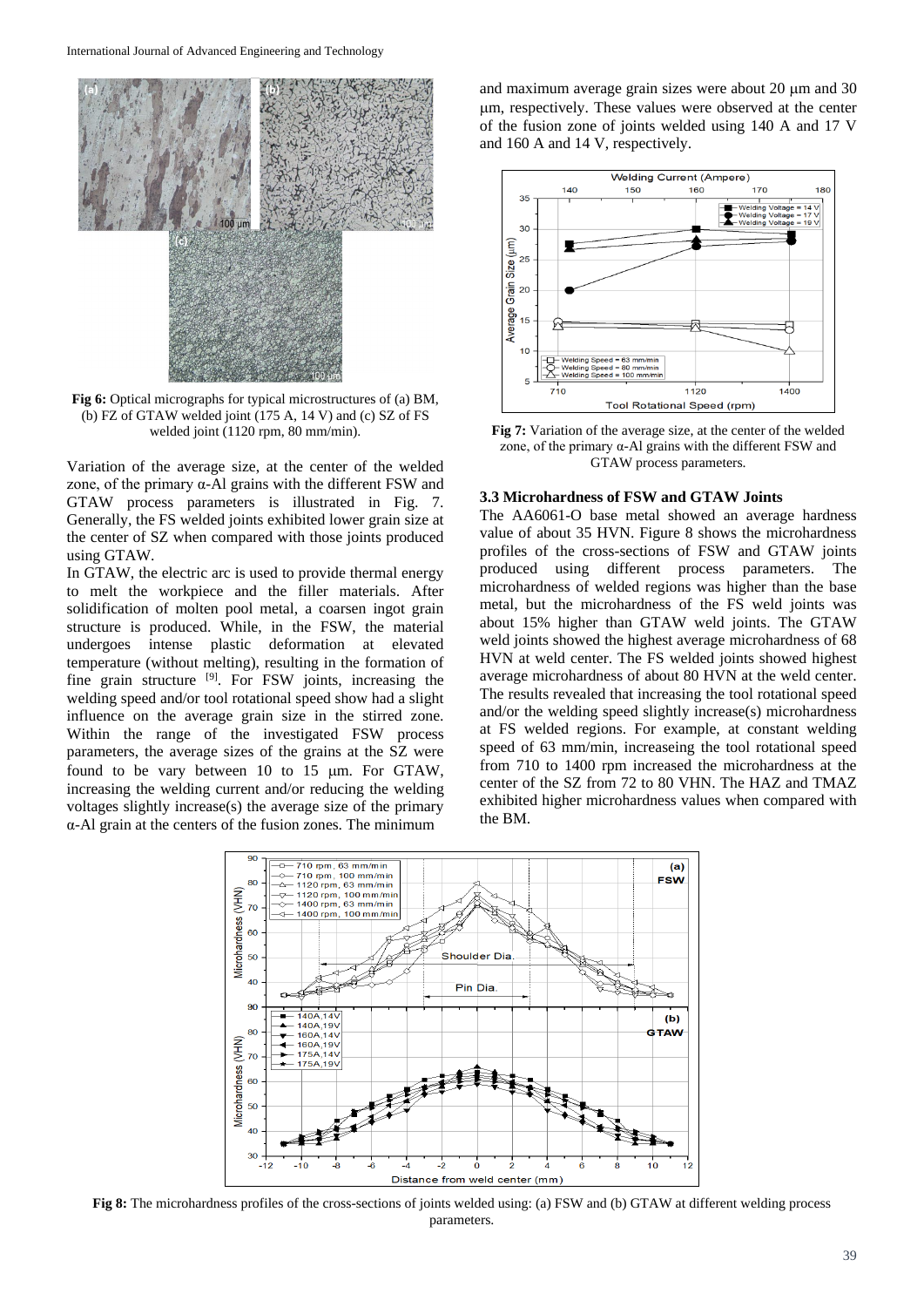**Fig 6:** Optical micrographs for typical microstructures of (a) BM, (b) FZ of GTAW welded joint (175 A, 14 V) and (c) SZ of FS welded joint (1120 rpm, 80 mm/min).

Variation of the average size, at the center of the welded zone, of the primary α-Al grains with the different FSW and GTAW process parameters is illustrated in Fig. 7. Generally, the FS welded joints exhibited lower grain size at the center of SZ when compared with those joints produced using GTAW.

In GTAW, the electric arc is used to provide thermal energy to melt the workpiece and the filler materials. After solidification of molten pool metal, a coarsen ingot grain structure is produced. While, in the FSW, the material undergoes intense plastic deformation at elevated temperature (without melting), resulting in the formation of fine grain structure [9]. For FSW joints, increasing the welding speed and/or tool rotational speed show had a slight influence on the average grain size in the stirred zone. Within the range of the investigated FSW process parameters, the average sizes of the grains at the SZ were found to be vary between 10 to 15 μm. For GTAW, increasing the welding current and/or reducing the welding voltages slightly increase(s) the average size of the primary α-Al grain at the centers of the fusion zones. The minimum and maximum average grain sizes were about 20 μm and 30 μm, respectively. These values were observed at the center of the fusion zone of joints welded using 140 A and 17 V and 160 A and 14 V, respectively.

**Fig 7:** Variation of the average size, at the center of the welded zone, of the primary α-Al grains with the different FSW and GTAW process parameters.

### 3.3 Microhardness of FSW and GTAW Joints

The AA6061-O base metal showed an average hardness value of about 35 HVN. Figure 8 shows the microhardness profiles of the cross-sections of FSW and GTAW joints produced using different process parameters. The microhardness of welded regions was higher than the base metal, but the microhardness of the FS weld joints was about 15% higher than GTAW weld joints. The GTAW weld joints showed the highest average microhardness of 68 HVN at weld center. The FS welded joints showed highest average microhardness of about 80 HVN at the weld center. The results revealed that increasing the tool rotational speed and/or the welding speed slightly increase(s) microhardness at FS welded regions. For example, at constant welding speed of 63 mm/min, increaseing the tool rotational speed from 710 to 1400 rpm increased the microhardness at the center of the SZ from 72 to 80 VHN. The HAZ and TMAZ exhibited higher microhardness values when compared with the BM.

**Fig 8:** The microhardness profiles of the cross-sections of joints welded using: (a) FSW and (b) GTAW at different welding process parameters.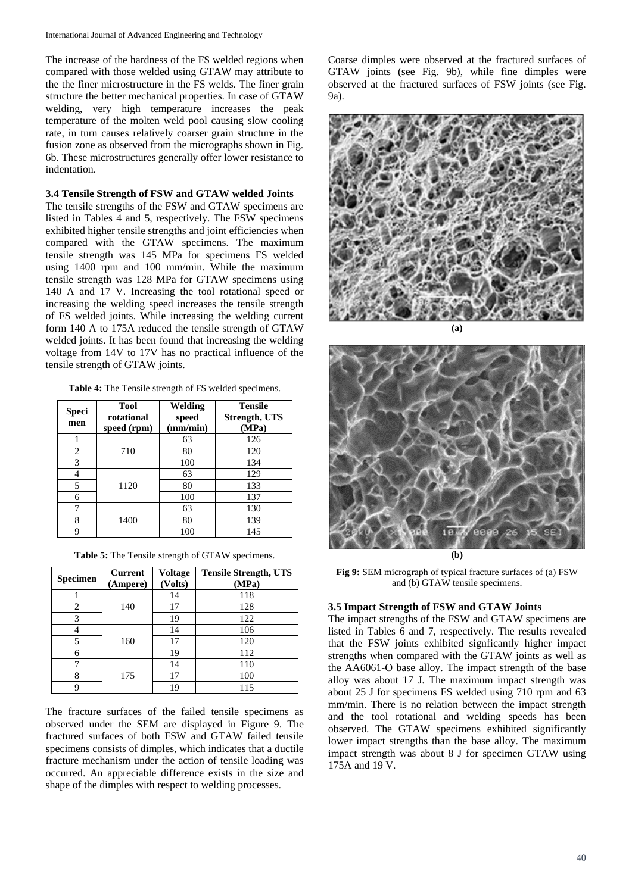The increase of the hardness of the FS welded regions when compared with those welded using GTAW may attribute to the the finer microstructure in the FS welds. The finer grain structure the better mechanical properties. In case of GTAW welding, very high temperature increases the peak temperature of the molten weld pool causing slow cooling rate, in turn causes relatively coarser grain structure in the fusion zone as observed from the micrographs shown in Fig. 6b. These microstructures generally offer lower resistance to indentation.

### 3.4 Tensile Strength of FSW and GTAW welded Joints

The tensile strengths of the FSW and GTAW specimens are listed in Tables 4 and 5, respectively. The FSW specimens exhibited higher tensile strengths and joint efficiencies when compared with the GTAW specimens. The maximum tensile strength was 145 MPa for specimens FS welded using 1400 rpm and 100 mm/min. While the maximum tensile strength was 128 MPa for GTAW specimens using 140 A and 17 V. Increasing the tool rotational speed or increasing the welding speed increases the tensile strength of FS welded joints. While increasing the welding current form 140 A to 175A reduced the tensile strength of GTAW welded joints. It has been found that increasing the welding voltage from 14V to 17V has no practical influence of the tensile strength of GTAW joints.

**Table 4:** The Tensile strength of FS welded specimens.

| Speci men | Tool rotational speed (rpm) | Welding speed (mm/min) | Tensile Strength, UTS (MPa) |
|---|---|---|---|
| 1 | 710 | 63 | 126 |
| 2 | | 80 | 120 |
| 3 | | 100 | 134 |
| 4 | 1120 | 63 | 129 |
| 5 | | 80 | 133 |
| 6 | | 100 | 137 |
| 7 | 1400 | 63 | 130 |
| 8 | | 80 | 139 |
| 9 | | 100 | 145 |

**Table 5:** The Tensile strength of GTAW specimens.

| Specimen | Current (Ampere) | Voltage (Volts) | Tensile Strength, UTS (MPa) |
|---|---|---|---|
| 1 | 140 | 14 | 118 |
| 2 | | 17 | 128 |
| 3 | | 19 | 122 |
| 4 | 160 | 14 | 106 |
| 5 | | 17 | 120 |
| 6 | | 19 | 112 |
| 7 | 175 | 14 | 110 |
| 8 | | 17 | 100 |
| 9 | | 19 | 115 |

The fracture surfaces of the failed tensile specimens as observed under the SEM are displayed in Figure 9. The fractured surfaces of both FSW and GTAW failed tensile specimens consists of dimples, which indicates that a ductile fracture mechanism under the action of tensile loading was occurred. An appreciable difference exists in the size and shape of the dimples with respect to welding processes.

Coarse dimples were observed at the fractured surfaces of GTAW joints (see Fig. 9b), while fine dimples were observed at the fractured surfaces of FSW joints (see Fig. 9a).

(a)

(b)

**Fig 9:** SEM micrograph of typical fracture surfaces of (a) FSW and (b) GTAW tensile specimens.

### 3.5 Impact Strength of FSW and GTAW Joints

The impact strengths of the FSW and GTAW specimens are listed in Tables 6 and 7, respectively. The results revealed that the FSW joints exhibited signficantly higher impact strengths when compared with the GTAW joints as well as the AA6061-O base alloy. The impact strength of the base alloy was about 17 J. The maximum impact strength was about 25 J for specimens FS welded using 710 rpm and 63 mm/min. There is no relation between the impact strength and the tool rotational and welding speeds has been observed. The GTAW specimens exhibited significantly lower impact strengths than the base alloy. The maximum impact strength was about 8 J for specimen GTAW using 175A and 19 V.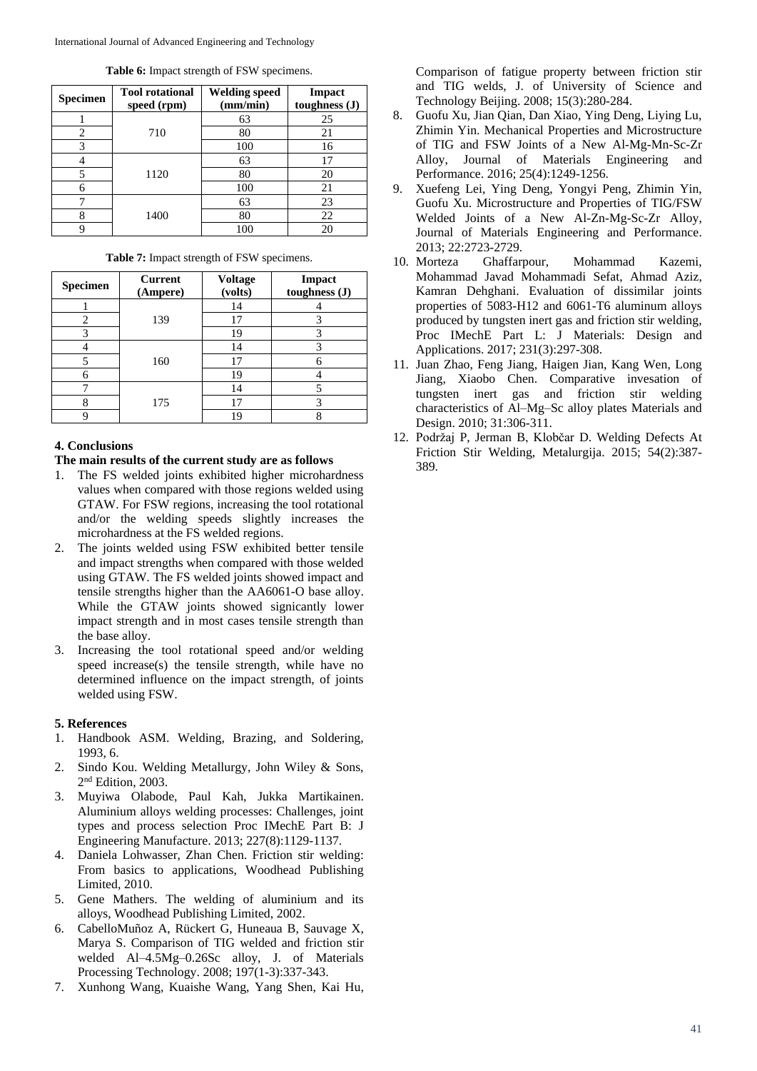**Table 6:** Impact strength of FSW specimens.

| Specimen | Tool rotational speed (rpm) | Welding speed (mm/min) | Impact toughness (J) |
|---|---|---|---|
| 1 | 710 | 63 | 25 |
| 2 | | 80 | 21 |
| 3 | | 100 | 16 |
| 4 | 1120 | 63 | 17 |
| 5 | | 80 | 20 |
| 6 | | 100 | 21 |
| 7 | 1400 | 63 | 23 |
| 8 | | 80 | 22 |
| 9 | | 100 | 20 |

**Table 7:** Impact strength of FSW specimens.

| Specimen | Current (Ampere) | Voltage (volts) | Impact toughness (J) |
|---|---|---|---|
| 1 | 139 | 14 | 4 |
| 2 | | 17 | 3 |
| 3 | | 19 | 3 |
| 4 | 160 | 14 | 3 |
| 5 | | 17 | 6 |
| 6 | | 19 | 4 |
| 7 | 175 | 14 | 5 |
| 8 | | 17 | 3 |
| 9 | | 19 | 8 |

## 4. Conclusions

**The main results of the current study are as follows**

1. The FS welded joints exhibited higher microhardness values when compared with those regions welded using GTAW. For FSW regions, increasing the tool rotational and/or the welding speeds slightly increases the microhardness at the FS welded regions.
2. The joints welded using FSW exhibited better tensile and impact strengths when compared with those welded using GTAW. The FS welded joints showed impact and tensile strengths higher than the AA6061-O base alloy. While the GTAW joints showed signicantly lower impact strength and in most cases tensile strength than the base alloy.
3. Increasing the tool rotational speed and/or welding speed increase(s) the tensile strength, while have no determined influence on the impact strength, of joints welded using FSW.

## 5. References

1. Handbook ASM. Welding, Brazing, and Soldering, 1993, 6.
2. Sindo Kou. Welding Metallurgy, John Wiley & Sons, 2nd Edition, 2003.
3. Muyiwa Olabode, Paul Kah, Jukka Martikainen. Aluminium alloys welding processes: Challenges, joint types and process selection Proc IMechE Part B: J Engineering Manufacture. 2013; 227(8):1129-1137.
4. Daniela Lohwasser, Zhan Chen. Friction stir welding: From basics to applications, Woodhead Publishing Limited, 2010.
5. Gene Mathers. The welding of aluminium and its alloys, Woodhead Publishing Limited, 2002.
6. CabelloMuñoz A, Rückert G, Huneaua B, Sauvage X, Marya S. Comparison of TIG welded and friction stir welded Al–4.5Mg–0.26Sc alloy, J. of Materials Processing Technology. 2008; 197(1-3):337-343.
7. Xunhong Wang, Kuaishe Wang, Yang Shen, Kai Hu, Comparison of fatigue property between friction stir and TIG welds, J. of University of Science and Technology Beijing. 2008; 15(3):280-284.
8. Guofu Xu, Jian Qian, Dan Xiao, Ying Deng, Liying Lu, Zhimin Yin. Mechanical Properties and Microstructure of TIG and FSW Joints of a New Al-Mg-Mn-Sc-Zr Alloy, Journal of Materials Engineering and Performance. 2016; 25(4):1249-1256.
9. Xuefeng Lei, Ying Deng, Yongyi Peng, Zhimin Yin, Guofu Xu. Microstructure and Properties of TIG/FSW Welded Joints of a New Al-Zn-Mg-Sc-Zr Alloy, Journal of Materials Engineering and Performance. 2013; 22:2723-2729.
10. Morteza Ghaffarpour, Mohammad Kazemi, Mohammad Javad Mohammadi Sefat, Ahmad Aziz, Kamran Dehghani. Evaluation of dissimilar joints properties of 5083-H12 and 6061-T6 aluminum alloys produced by tungsten inert gas and friction stir welding, Proc IMechE Part L: J Materials: Design and Applications. 2017; 231(3):297-308.
11. Juan Zhao, Feng Jiang, Haigen Jian, Kang Wen, Long Jiang, Xiaobo Chen. Comparative invesation of tungsten inert gas and friction stir welding characteristics of Al–Mg–Sc alloy plates Materials and Design. 2010; 31:306-311.
12. Podržaj P, Jerman B, Klobčar D. Welding Defects At Friction Stir Welding, Metalurgija. 2015; 54(2):387-389.